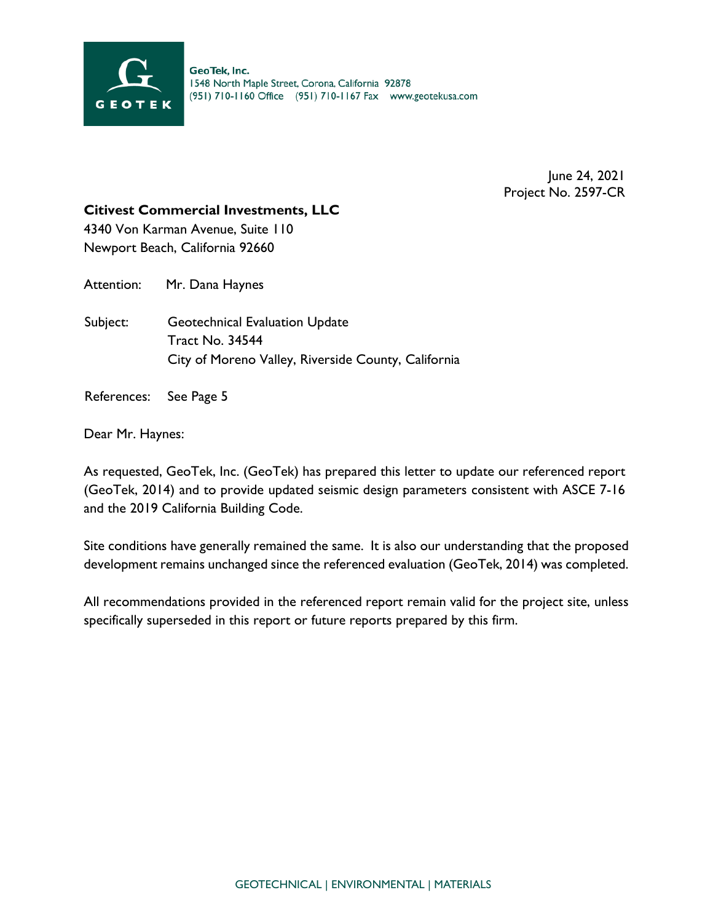GeoTek, Inc.
1548 North Maple Street, Corona, California 92878
(951) 710-1160 Office (951) 710-1167 Fax www.geotekusa.com

June 24, 2021
Project No. 2597-CR

**Citivest Commercial Investments, LLC**
4340 Von Karman Avenue, Suite 110
Newport Beach, California 92660

Attention: Mr. Dana Haynes

Subject: Geotechnical Evaluation Update
Tract No. 34544
City of Moreno Valley, Riverside County, California

References: See Page 5

Dear Mr. Haynes:

As requested, GeoTek, Inc. (GeoTek) has prepared this letter to update our referenced report (GeoTek, 2014) and to provide updated seismic design parameters consistent with ASCE 7-16 and the 2019 California Building Code.

Site conditions have generally remained the same. It is also our understanding that the proposed development remains unchanged since the referenced evaluation (GeoTek, 2014) was completed.

All recommendations provided in the referenced report remain valid for the project site, unless specifically superseded in this report or future reports prepared by this firm.

GEOTECHNICAL | ENVIRONMENTAL | MATERIALS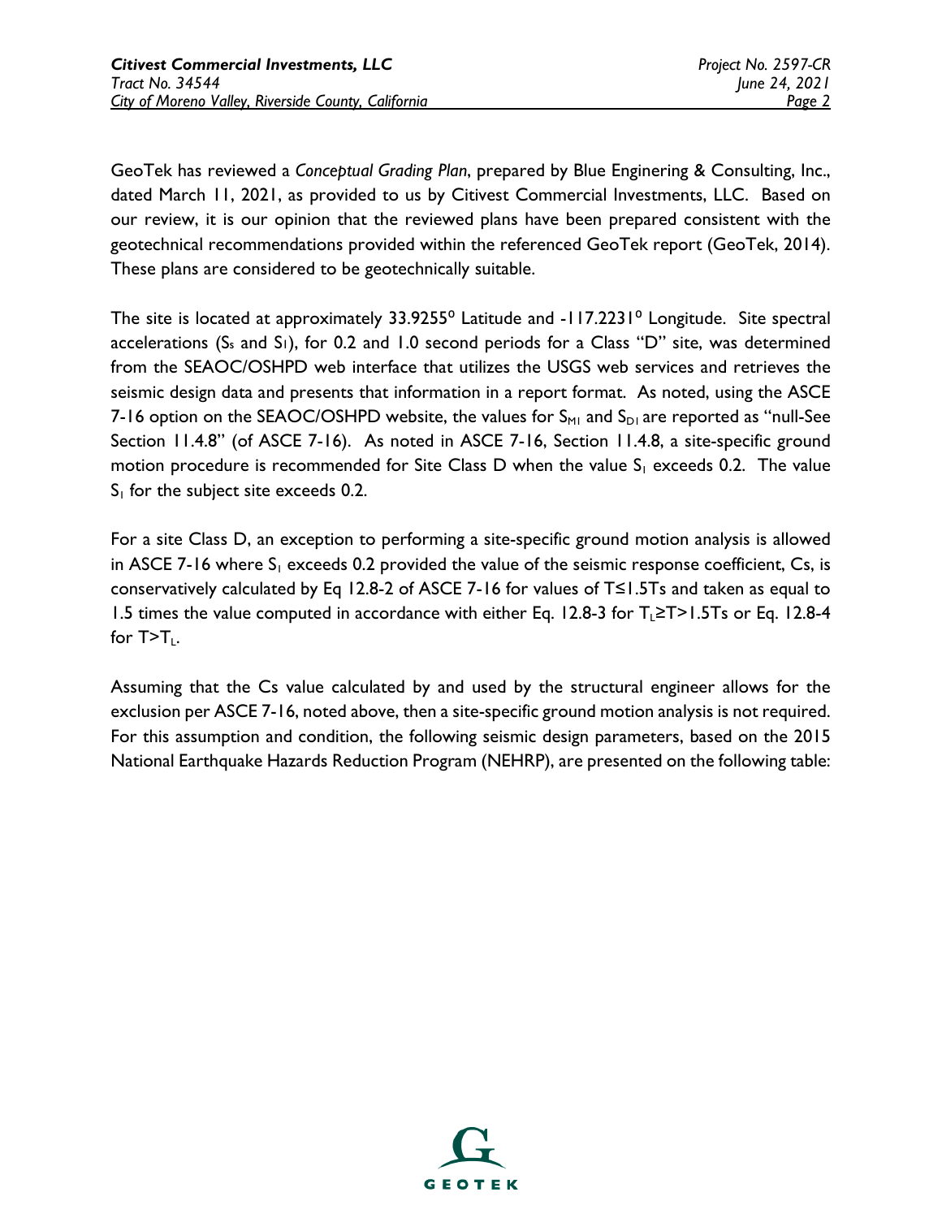GeoTek has reviewed a *Conceptual Grading Plan*, prepared by Blue Enginering & Consulting, Inc., dated March 11, 2021, as provided to us by Citivest Commercial Investments, LLC. Based on our review, it is our opinion that the reviewed plans have been prepared consistent with the geotechnical recommendations provided within the referenced GeoTek report (GeoTek, 2014). These plans are considered to be geotechnically suitable.

The site is located at approximately 33.9255° Latitude and -117.2231° Longitude. Site spectral accelerations ($S_s$ and $S_1$), for 0.2 and 1.0 second periods for a Class "D" site, was determined from the SEAOC/OSHPD web interface that utilizes the USGS web services and retrieves the seismic design data and presents that information in a report format. As noted, using the ASCE 7-16 option on the SEAOC/OSHPD website, the values for $S_{M1}$ and $S_{D1}$ are reported as "null-See Section 11.4.8" (of ASCE 7-16). As noted in ASCE 7-16, Section 11.4.8, a site-specific ground motion procedure is recommended for Site Class D when the value $S_1$ exceeds 0.2. The value $S_1$ for the subject site exceeds 0.2.

For a site Class D, an exception to performing a site-specific ground motion analysis is allowed in ASCE 7-16 where $S_1$ exceeds 0.2 provided the value of the seismic response coefficient, Cs, is conservatively calculated by Eq 12.8-2 of ASCE 7-16 for values of $T \leq 1.5T_s$ and taken as equal to 1.5 times the value computed in accordance with either Eq. 12.8-3 for $T_L \geq T > 1.5T_s$ or Eq. 12.8-4 for $T > T_L$.

Assuming that the Cs value calculated by and used by the structural engineer allows for the exclusion per ASCE 7-16, noted above, then a site-specific ground motion analysis is not required. For this assumption and condition, the following seismic design parameters, based on the 2015 National Earthquake Hazards Reduction Program (NEHRP), are presented on the following table: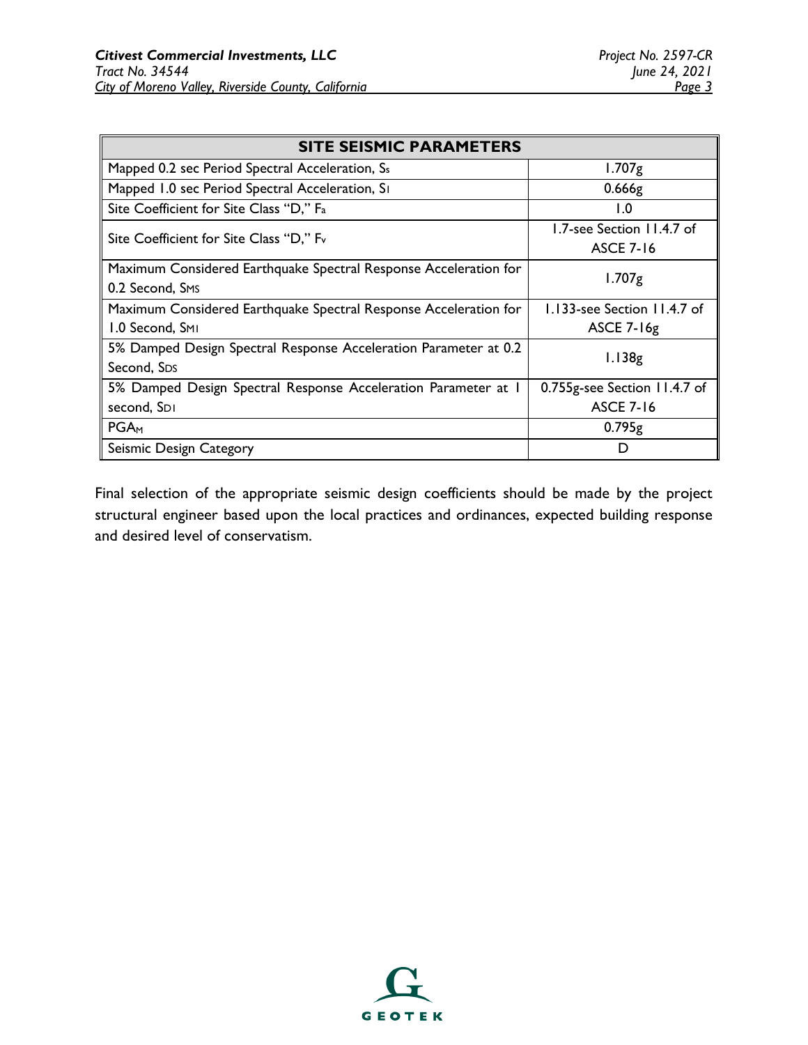| SITE SEISMIC PARAMETERS | |
|---|---|
| Mapped 0.2 sec Period Spectral Acceleration, $S_s$ | 1.707g |
| Mapped 1.0 sec Period Spectral Acceleration, $S_1$ | 0.666g |
| Site Coefficient for Site Class "D," $F_a$ | 1.0 |
| Site Coefficient for Site Class "D," $F_v$ | 1.7-see Section 11.4.7 of ASCE 7-16 |
| Maximum Considered Earthquake Spectral Response Acceleration for 0.2 Second, $S_{MS}$ | 1.707g |
| Maximum Considered Earthquake Spectral Response Acceleration for 1.0 Second, $S_{M1}$ | 1.133-see Section 11.4.7 of ASCE 7-16g |
| 5% Damped Design Spectral Response Acceleration Parameter at 0.2 Second, $S_{DS}$ | 1.138g |
| 5% Damped Design Spectral Response Acceleration Parameter at 1 second, $S_{D1}$ | 0.755g-see Section 11.4.7 of ASCE 7-16 |
| $PGA_M$ | 0.795g |
| Seismic Design Category | D |

Final selection of the appropriate seismic design coefficients should be made by the project structural engineer based upon the local practices and ordinances, expected building response and desired level of conservatism.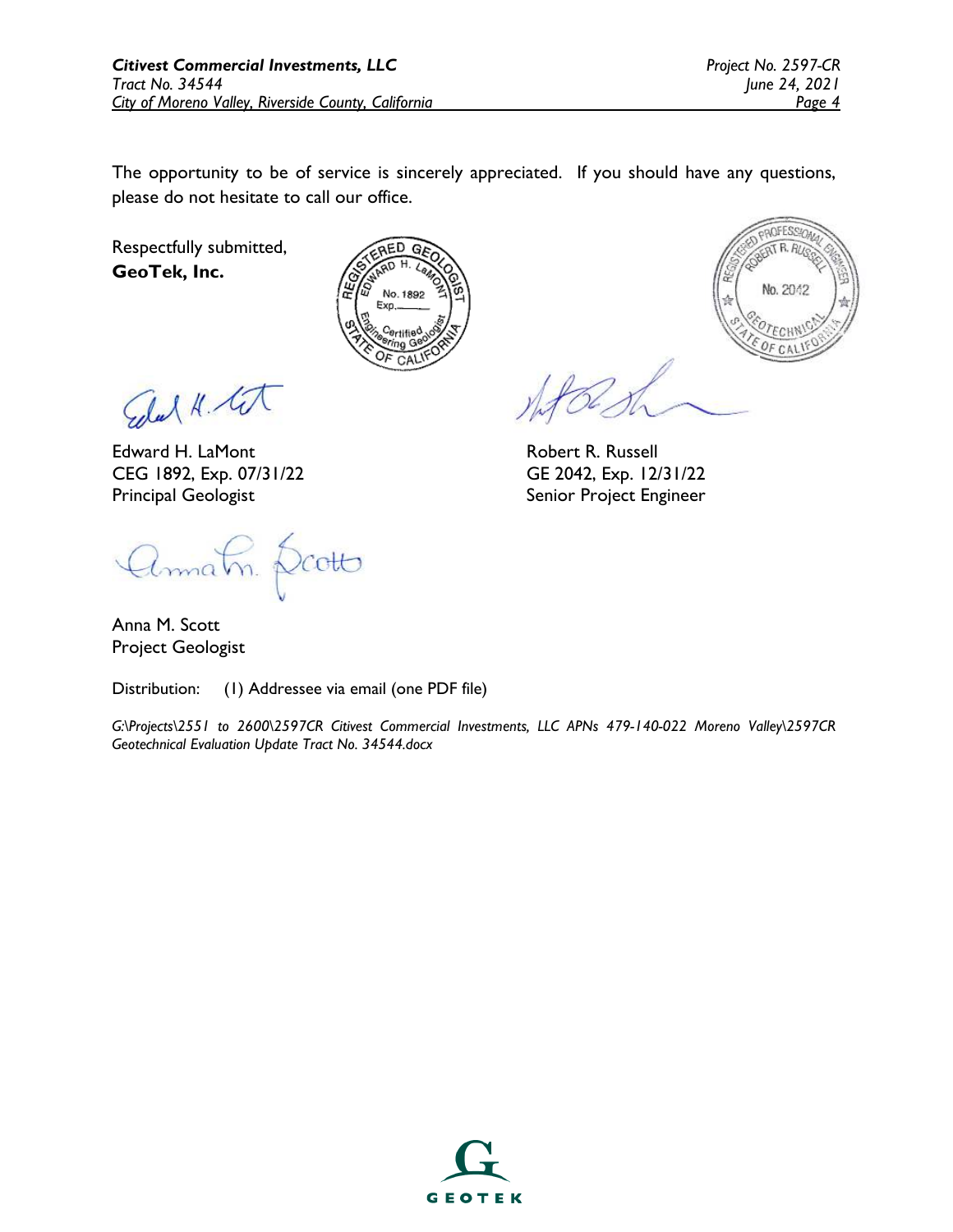The opportunity to be of service is sincerely appreciated. If you should have any questions, please do not hesitate to call our office.

Respectfully submitted,
**GeoTek, Inc.**

Edward H. LaMont
CEG 1892, Exp. 07/31/22
Principal Geologist

Robert R. Russell
GE 2042, Exp. 12/31/22
Senior Project Engineer

Anna M. Scott
Project Geologist

Distribution: (1) Addressee via email (one PDF file)

*G:\Projects\2551 to 2600\2597CR Citivest Commercial Investments, LLC APNs 479-140-022 Moreno Valley\2597CR Geotechnical Evaluation Update Tract No. 34544.docx*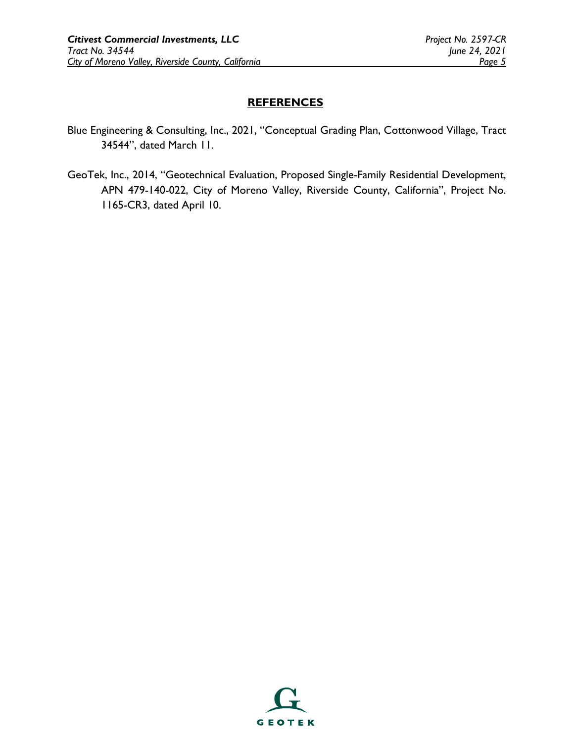## REFERENCES

Blue Engineering & Consulting, Inc., 2021, "Conceptual Grading Plan, Cottonwood Village, Tract 34544", dated March 11.

GeoTek, Inc., 2014, "Geotechnical Evaluation, Proposed Single-Family Residential Development, APN 479-140-022, City of Moreno Valley, Riverside County, California", Project No. 1165-CR3, dated April 10.